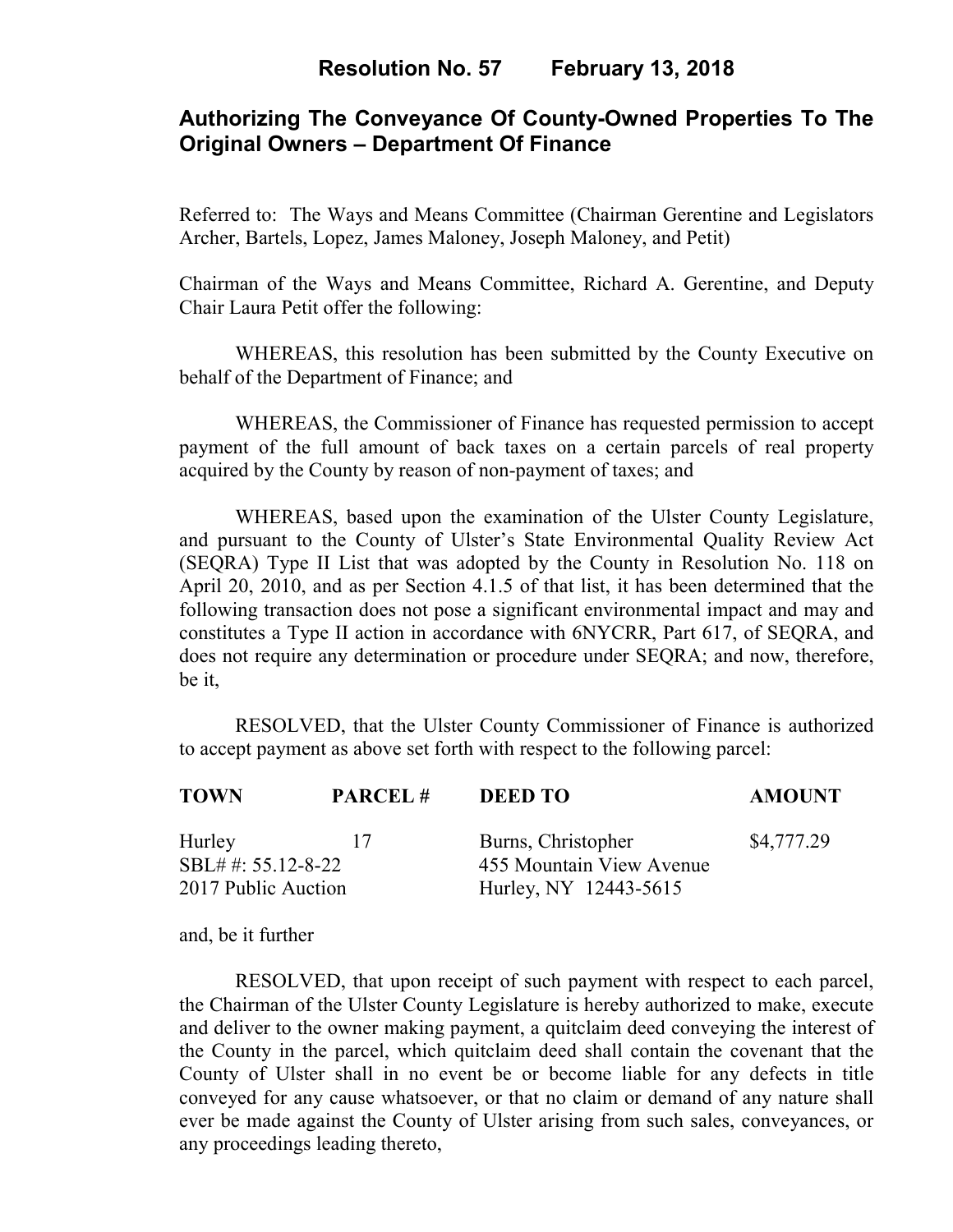# Resolution No. 57 February 13, 2018

## Authorizing The Conveyance Of County-Owned Properties To The Original Owners – Department Of Finance

Referred to: The Ways and Means Committee (Chairman Gerentine and Legislators Archer, Bartels, Lopez, James Maloney, Joseph Maloney, and Petit)

Chairman of the Ways and Means Committee, Richard A. Gerentine, and Deputy Chair Laura Petit offer the following:

WHEREAS, this resolution has been submitted by the County Executive on behalf of the Department of Finance; and

WHEREAS, the Commissioner of Finance has requested permission to accept payment of the full amount of back taxes on a certain parcels of real property acquired by the County by reason of non-payment of taxes; and

WHEREAS, based upon the examination of the Ulster County Legislature, and pursuant to the County of Ulster's State Environmental Quality Review Act (SEQRA) Type II List that was adopted by the County in Resolution No. 118 on April 20, 2010, and as per Section 4.1.5 of that list, it has been determined that the following transaction does not pose a significant environmental impact and may and constitutes a Type II action in accordance with 6NYCRR, Part 617, of SEQRA, and does not require any determination or procedure under SEQRA; and now, therefore, be it,

RESOLVED, that the Ulster County Commissioner of Finance is authorized to accept payment as above set forth with respect to the following parcel:

| TOWN | PARCEL # | DEED TO | AMOUNT |
|---|---|---|---|
| Hurley | 17 | Burns, Christopher | $4,777.29 |
| SBL# #: 55.12-8-22 | | 455 Mountain View Avenue | |
| 2017 Public Auction | | Hurley, NY 12443-5615 | |

and, be it further

RESOLVED, that upon receipt of such payment with respect to each parcel, the Chairman of the Ulster County Legislature is hereby authorized to make, execute and deliver to the owner making payment, a quitclaim deed conveying the interest of the County in the parcel, which quitclaim deed shall contain the covenant that the County of Ulster shall in no event be or become liable for any defects in title conveyed for any cause whatsoever, or that no claim or demand of any nature shall ever be made against the County of Ulster arising from such sales, conveyances, or any proceedings leading thereto,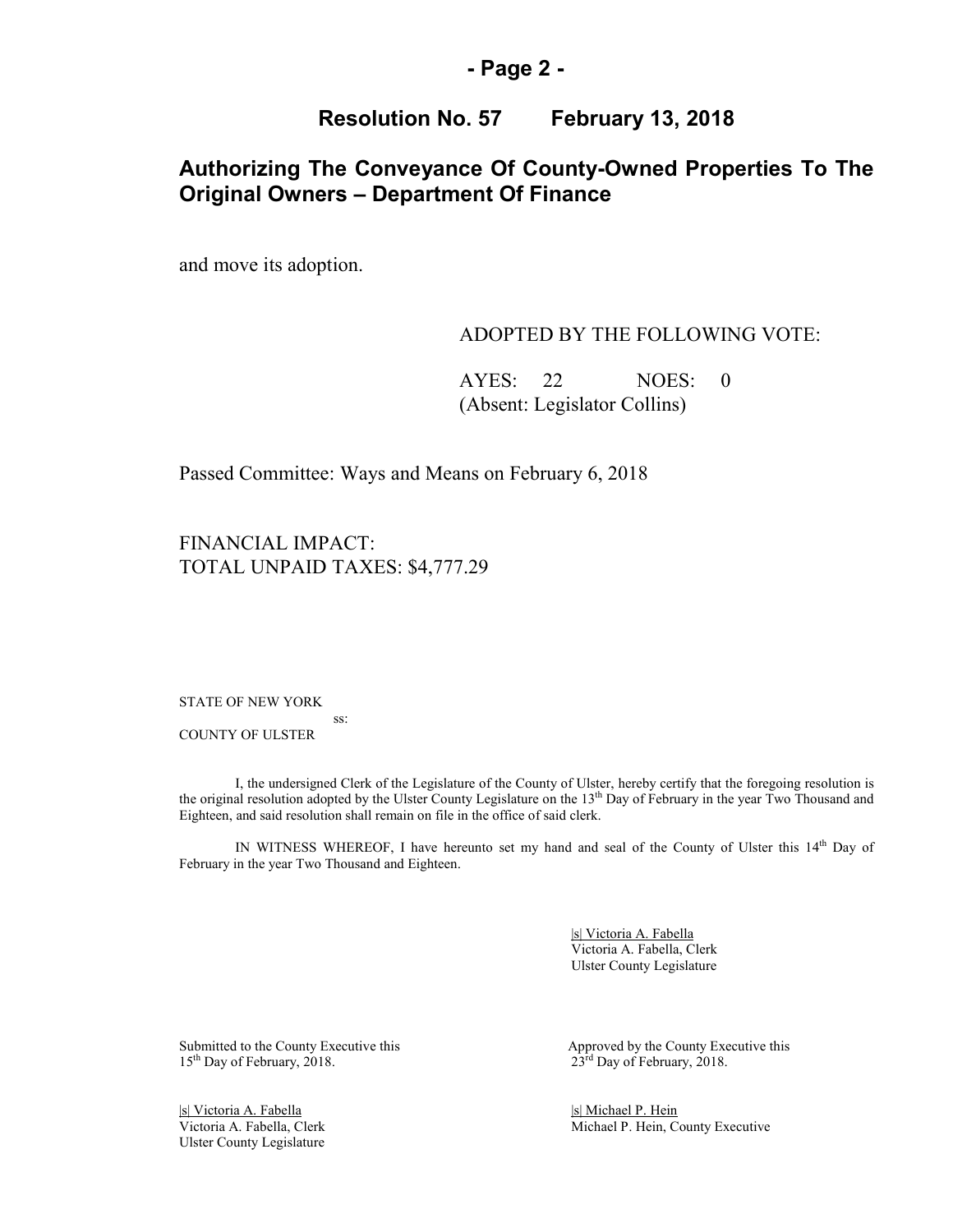**Resolution No. 57 February 13, 2018**

## Authorizing The Conveyance Of County-Owned Properties To The Original Owners – Department Of Finance

and move its adoption.

ADOPTED BY THE FOLLOWING VOTE:

AYES: 22 NOES: 0
(Absent: Legislator Collins)

Passed Committee: Ways and Means on February 6, 2018

FINANCIAL IMPACT:
TOTAL UNPAID TAXES: $4,777.29

STATE OF NEW YORK
ss:
COUNTY OF ULSTER

I, the undersigned Clerk of the Legislature of the County of Ulster, hereby certify that the foregoing resolution is the original resolution adopted by the Ulster County Legislature on the 13th Day of February in the year Two Thousand and Eighteen, and said resolution shall remain on file in the office of said clerk.

IN WITNESS WHEREOF, I have hereunto set my hand and seal of the County of Ulster this 14th Day of February in the year Two Thousand and Eighteen.

|s| Victoria A. Fabella
Victoria A. Fabella, Clerk
Ulster County Legislature

Submitted to the County Executive this 15th Day of February, 2018.

|s| Victoria A. Fabella
Victoria A. Fabella, Clerk
Ulster County Legislature

Approved by the County Executive this 23rd Day of February, 2018.

|s| Michael P. Hein
Michael P. Hein, County Executive